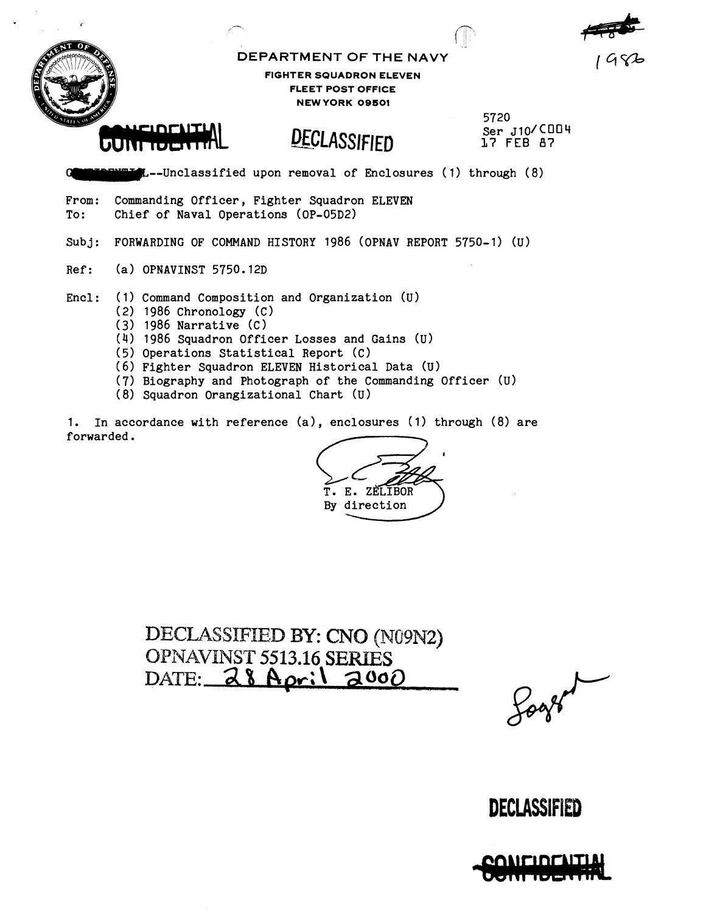1986

DEPARTMENT OF THE NAVY

**FIGHTER SQUADRON ELEVEN**
**FLEET POST OFFICE**
**NEW YORK 09501**

~~CONFIDENTIAL~~ **DECLASSIFIED**

5720
Ser J10/C004
17 FEB 87

~~CONFIDENTIAL~~--Unclassified upon removal of Enclosures (1) through (8)

From: Commanding Officer, Fighter Squadron ELEVEN
To: Chief of Naval Operations (OP-05D2)

Subj: FORWARDING OF COMMAND HISTORY 1986 (OPNAV REPORT 5750-1) (U)

Ref: (a) OPNAVINST 5750.12D

Encl: (1) Command Composition and Organization (U)
(2) 1986 Chronology (C)
(3) 1986 Narrative (C)
(4) 1986 Squadron Officer Losses and Gains (U)
(5) Operations Statistical Report (C)
(6) Fighter Squadron ELEVEN Historical Data (U)
(7) Biography and Photograph of the Commanding Officer (U)
(8) Squadron Orangizational Chart (U)

1. In accordance with reference (a), enclosures (1) through (8) are forwarded.

T. E. ZELIBOR
By direction

DECLASSIFIED BY: CNO (N09N2)
OPNAVINST 5513.16 SERIES
DATE: 28 April 2000

**DECLASSIFIED**

~~CONFIDENTIAL~~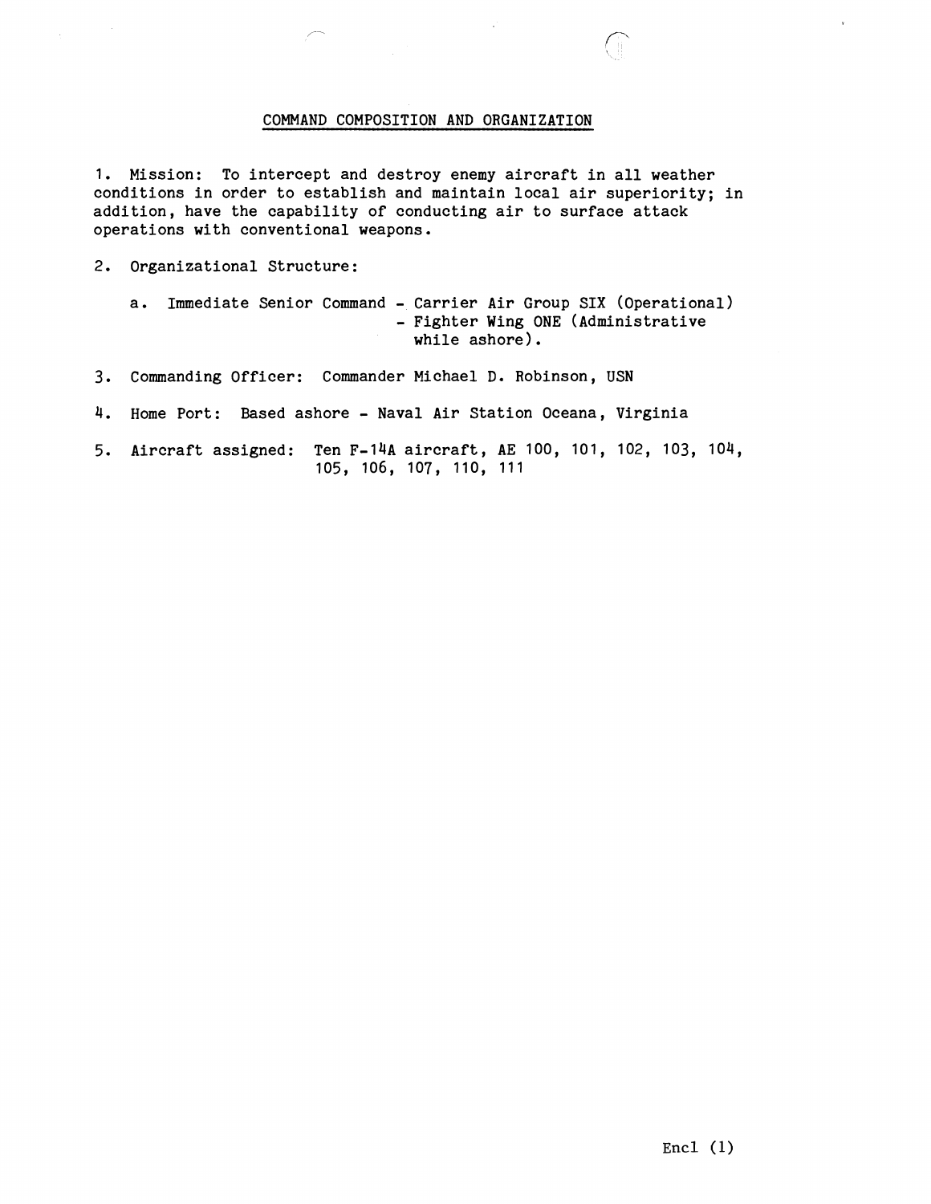## COMMAND COMPOSITION AND ORGANIZATION

1. Mission: To intercept and destroy enemy aircraft in all weather conditions in order to establish and maintain local air superiority; in addition, have the capability of conducting air to surface attack operations with conventional weapons.

2. Organizational Structure:

   a. Immediate Senior Command - Carrier Air Group SIX (Operational)
      - Fighter Wing ONE (Administrative while ashore).

3. Commanding Officer: Commander Michael D. Robinson, USN

4. Home Port: Based ashore - Naval Air Station Oceana, Virginia

5. Aircraft assigned: Ten F-14A aircraft, AE 100, 101, 102, 103, 104, 105, 106, 107, 110, 111

Encl (1)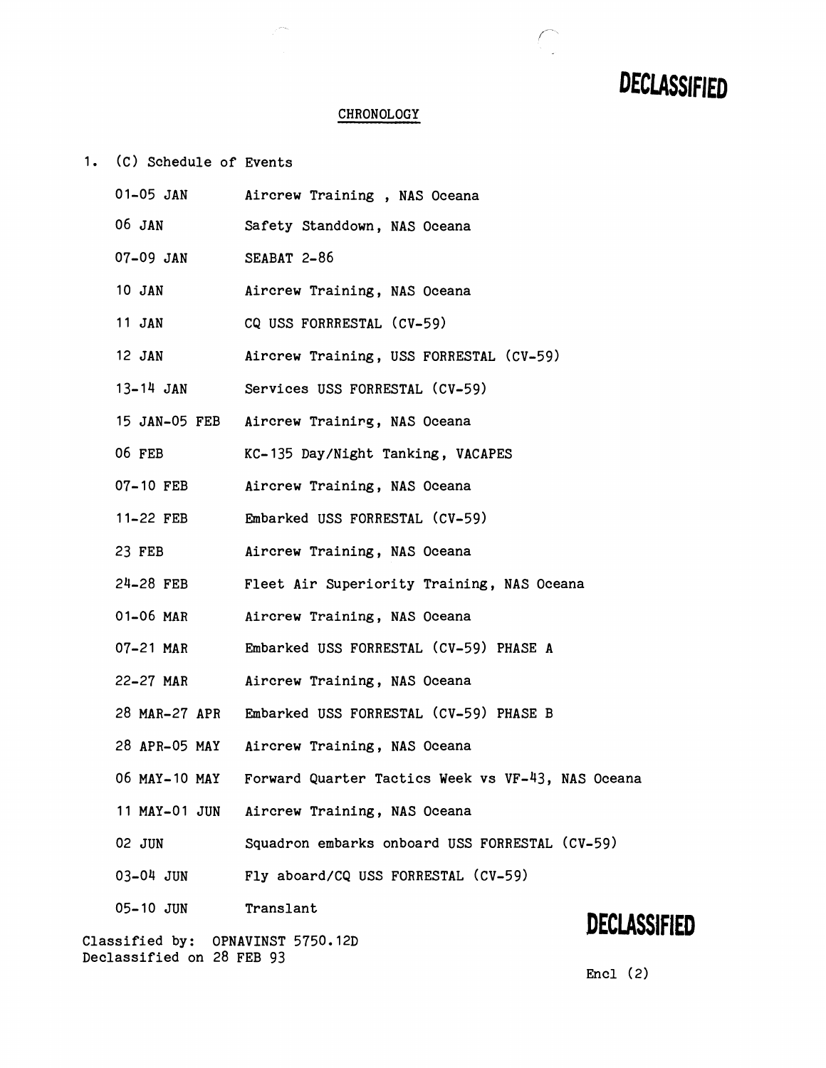DECLASSIFIED

## CHRONOLOGY

1. (C) Schedule of Events

| | |
|---|---|
| 01-05 JAN | Aircrew Training , NAS Oceana |
| 06 JAN | Safety Standdown, NAS Oceana |
| 07-09 JAN | SEABAT 2-86 |
| 10 JAN | Aircrew Training, NAS Oceana |
| 11 JAN | CQ USS FORRRESTAL (CV-59) |
| 12 JAN | Aircrew Training, USS FORRESTAL (CV-59) |
| 13-14 JAN | Services USS FORRESTAL (CV-59) |
| 15 JAN-05 FEB | Aircrew Trainirg, NAS Oceana |
| 06 FEB | KC-135 Day/Night Tanking, VACAPES |
| 07-10 FEB | Aircrew Training, NAS Oceana |
| 11-22 FEB | Embarked USS FORRESTAL (CV-59) |
| 23 FEB | Aircrew Training, NAS Oceana |
| 24-28 FEB | Fleet Air Superiority Training, NAS Oceana |
| 01-06 MAR | Aircrew Training, NAS Oceana |
| 07-21 MAR | Embarked USS FORRESTAL (CV-59) PHASE A |
| 22-27 MAR | Aircrew Training, NAS Oceana |
| 28 MAR-27 APR | Embarked USS FORRESTAL (CV-59) PHASE B |
| 28 APR-05 MAY | Aircrew Training, NAS Oceana |
| 06 MAY-10 MAY | Forward Quarter Tactics Week vs VF-43, NAS Oceana |
| 11 MAY-01 JUN | Aircrew Training, NAS Oceana |
| 02 JUN | Squadron embarks onboard USS FORRESTAL (CV-59) |
| 03-04 JUN | Fly aboard/CQ USS FORRESTAL (CV-59) |
| 05-10 JUN | Translant |

DECLASSIFIED

Classified by: OPNAVINST 5750.12D
Declassified on 28 FEB 93

Encl (2)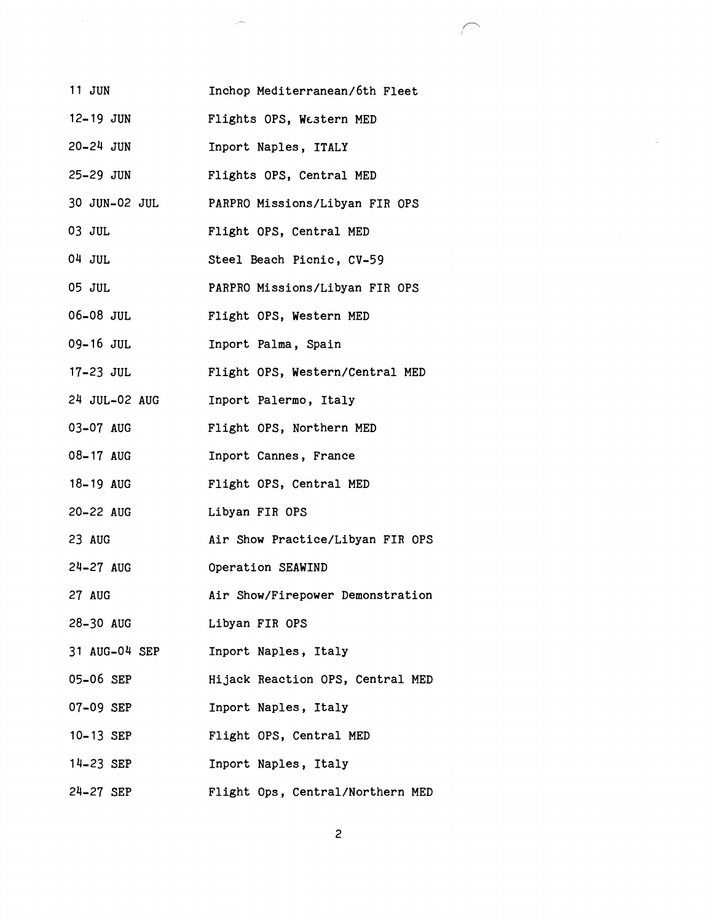| | |
|---|---|
| 11 JUN | Inchop Mediterranean/6th Fleet |
| 12-19 JUN | Flights OPS, Western MED |
| 20-24 JUN | Inport Naples, ITALY |
| 25-29 JUN | Flights OPS, Central MED |
| 30 JUN-02 JUL | PARPRO Missions/Libyan FIR OPS |
| 03 JUL | Flight OPS, Central MED |
| 04 JUL | Steel Beach Picnic, CV-59 |
| 05 JUL | PARPRO Missions/Libyan FIR OPS |
| 06-08 JUL | Flight OPS, Western MED |
| 09-16 JUL | Inport Palma, Spain |
| 17-23 JUL | Flight OPS, Western/Central MED |
| 24 JUL-02 AUG | Inport Palermo, Italy |
| 03-07 AUG | Flight OPS, Northern MED |
| 08-17 AUG | Inport Cannes, France |
| 18-19 AUG | Flight OPS, Central MED |
| 20-22 AUG | Libyan FIR OPS |
| 23 AUG | Air Show Practice/Libyan FIR OPS |
| 24-27 AUG | Operation SEAWIND |
| 27 AUG | Air Show/Firepower Demonstration |
| 28-30 AUG | Libyan FIR OPS |
| 31 AUG-04 SEP | Inport Naples, Italy |
| 05-06 SEP | Hijack Reaction OPS, Central MED |
| 07-09 SEP | Inport Naples, Italy |
| 10-13 SEP | Flight OPS, Central MED |
| 14-23 SEP | Inport Naples, Italy |
| 24-27 SEP | Flight Ops, Central/Northern MED |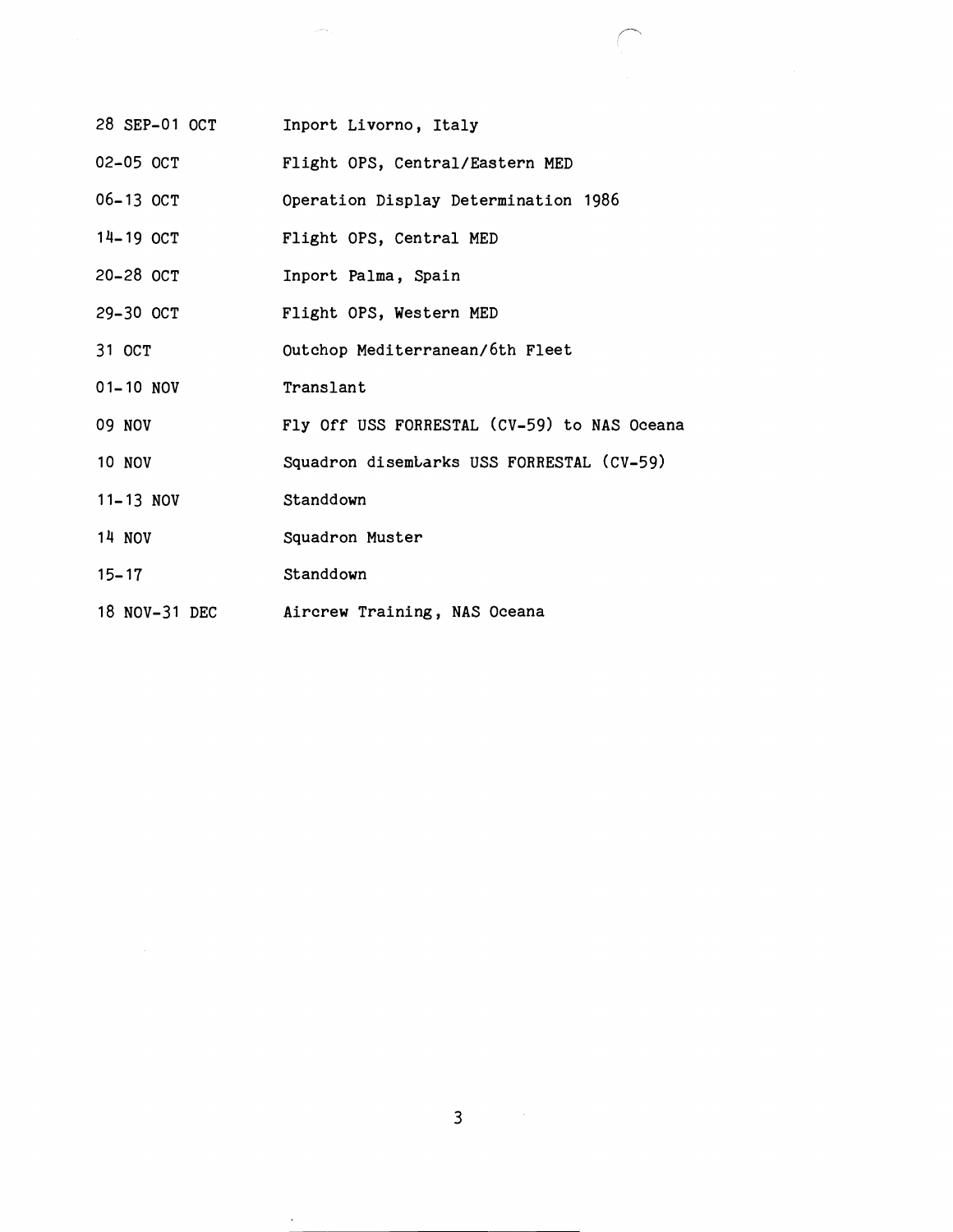| | |
|---|---|
| 28 SEP-01 OCT | Inport Livorno, Italy |
| 02-05 OCT | Flight OPS, Central/Eastern MED |
| 06-13 OCT | Operation Display Determination 1986 |
| 14-19 OCT | Flight OPS, Central MED |
| 20-28 OCT | Inport Palma, Spain |
| 29-30 OCT | Flight OPS, Western MED |
| 31 OCT | Outchop Mediterranean/6th Fleet |
| 01-10 NOV | Translant |
| 09 NOV | Fly Off USS FORRESTAL (CV-59) to NAS Oceana |
| 10 NOV | Squadron disembarks USS FORRESTAL (CV-59) |
| 11-13 NOV | Standdown |
| 14 NOV | Squadron Muster |
| 15-17 | Standdown |
| 18 NOV-31 DEC | Aircrew Training, NAS Oceana |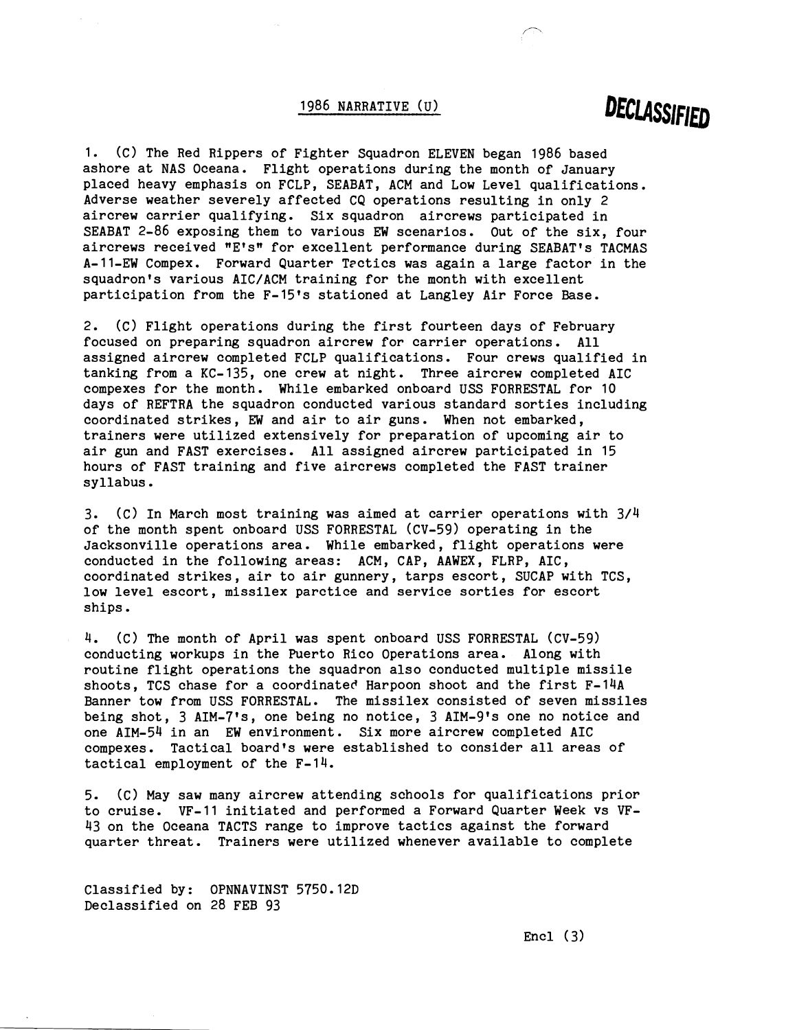## 1986 NARRATIVE (U)

**DECLASSIFIED**

1. (C) The Red Rippers of Fighter Squadron ELEVEN began 1986 based ashore at NAS Oceana. Flight operations during the month of January placed heavy emphasis on FCLP, SEABAT, ACM and Low Level qualifications. Adverse weather severely affected CQ operations resulting in only 2 aircrew carrier qualifying. Six squadron aircrews participated in SEABAT 2-86 exposing them to various EW scenarios. Out of the six, four aircrews received "E's" for excellent performance during SEABAT's TACMAS A-11-EW Compex. Forward Quarter Tactics was again a large factor in the squadron's various AIC/ACM training for the month with excellent participation from the F-15's stationed at Langley Air Force Base.

2. (C) Flight operations during the first fourteen days of February focused on preparing squadron aircrew for carrier operations. All assigned aircrew completed FCLP qualifications. Four crews qualified in tanking from a KC-135, one crew at night. Three aircrew completed AIC compexes for the month. While embarked onboard USS FORRESTAL for 10 days of REFTRA the squadron conducted various standard sorties including coordinated strikes, EW and air to air guns. When not embarked, trainers were utilized extensively for preparation of upcoming air to air gun and FAST exercises. All assigned aircrew participated in 15 hours of FAST training and five aircrews completed the FAST trainer syllabus.

3. (C) In March most training was aimed at carrier operations with 3/4 of the month spent onboard USS FORRESTAL (CV-59) operating in the Jacksonville operations area. While embarked, flight operations were conducted in the following areas: ACM, CAP, AAWEX, FLRP, AIC, coordinated strikes, air to air gunnery, tarps escort, SUCAP with TCS, low level escort, missilex parctice and service sorties for escort ships.

4. (C) The month of April was spent onboard USS FORRESTAL (CV-59) conducting workups in the Puerto Rico Operations area. Along with routine flight operations the squadron also conducted multiple missile shoots, TCS chase for a coordinated Harpoon shoot and the first F-14A Banner tow from USS FORRESTAL. The missilex consisted of seven missiles being shot, 3 AIM-7's, one being no notice, 3 AIM-9's one no notice and one AIM-54 in an EW environment. Six more aircrew completed AIC compexes. Tactical board's were established to consider all areas of tactical employment of the F-14.

5. (C) May saw many aircrew attending schools for qualifications prior to cruise. VF-11 initiated and performed a Forward Quarter Week vs VF-43 on the Oceana TACTS range to improve tactics against the forward quarter threat. Trainers were utilized whenever available to complete

Classified by: OPNNAVINST 5750.12D
Declassified on 28 FEB 93

Encl (3)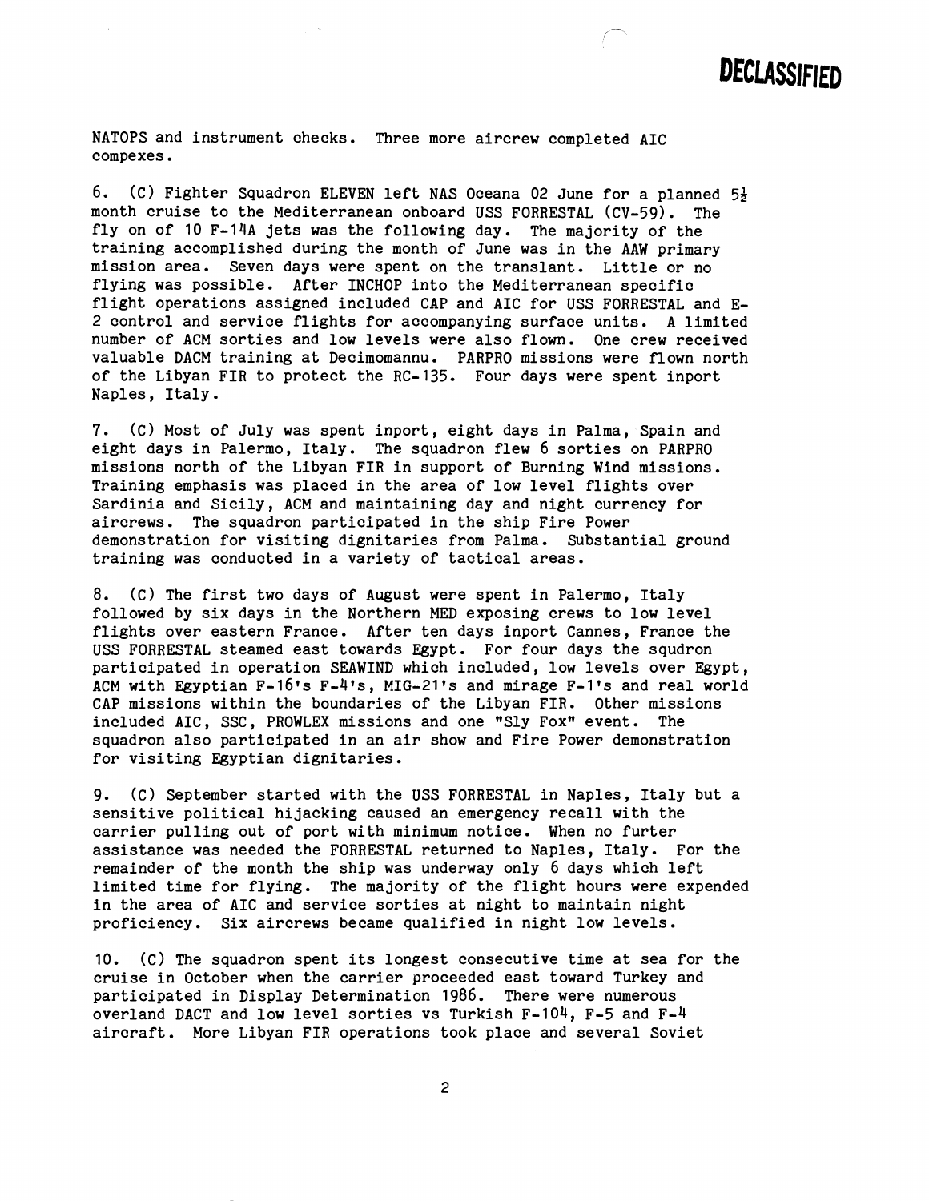DECLASSIFIED

NATOPS and instrument checks. Three more aircrew completed AIC compexes.

6. (C) Fighter Squadron ELEVEN left NAS Oceana 02 June for a planned 5½ month cruise to the Mediterranean onboard USS FORRESTAL (CV-59). The fly on of 10 F-14A jets was the following day. The majority of the training accomplished during the month of June was in the AAW primary mission area. Seven days were spent on the translant. Little or no flying was possible. After INCHOP into the Mediterranean specific flight operations assigned included CAP and AIC for USS FORRESTAL and E-2 control and service flights for accompanying surface units. A limited number of ACM sorties and low levels were also flown. One crew received valuable DACM training at Decimomannu. PARPRO missions were flown north of the Libyan FIR to protect the RC-135. Four days were spent inport Naples, Italy.

7. (C) Most of July was spent inport, eight days in Palma, Spain and eight days in Palermo, Italy. The squadron flew 6 sorties on PARPRO missions north of the Libyan FIR in support of Burning Wind missions. Training emphasis was placed in the area of low level flights over Sardinia and Sicily, ACM and maintaining day and night currency for aircrews. The squadron participated in the ship Fire Power demonstration for visiting dignitaries from Palma. Substantial ground training was conducted in a variety of tactical areas.

8. (C) The first two days of August were spent in Palermo, Italy followed by six days in the Northern MED exposing crews to low level flights over eastern France. After ten days inport Cannes, France the USS FORRESTAL steamed east towards Egypt. For four days the squdron participated in operation SEAWIND which included, low levels over Egypt, ACM with Egyptian F-16's F-4's, MIG-21's and mirage F-1's and real world CAP missions within the boundaries of the Libyan FIR. Other missions included AIC, SSC, PROWLEX missions and one "Sly Fox" event. The squadron also participated in an air show and Fire Power demonstration for visiting Egyptian dignitaries.

9. (C) September started with the USS FORRESTAL in Naples, Italy but a sensitive political hijacking caused an emergency recall with the carrier pulling out of port with minimum notice. When no furter assistance was needed the FORRESTAL returned to Naples, Italy. For the remainder of the month the ship was underway only 6 days which left limited time for flying. The majority of the flight hours were expended in the area of AIC and service sorties at night to maintain night proficiency. Six aircrews became qualified in night low levels.

10. (C) The squadron spent its longest consecutive time at sea for the cruise in October when the carrier proceeded east toward Turkey and participated in Display Determination 1986. There were numerous overland DACT and low level sorties vs Turkish F-104, F-5 and F-4 aircraft. More Libyan FIR operations took place and several Soviet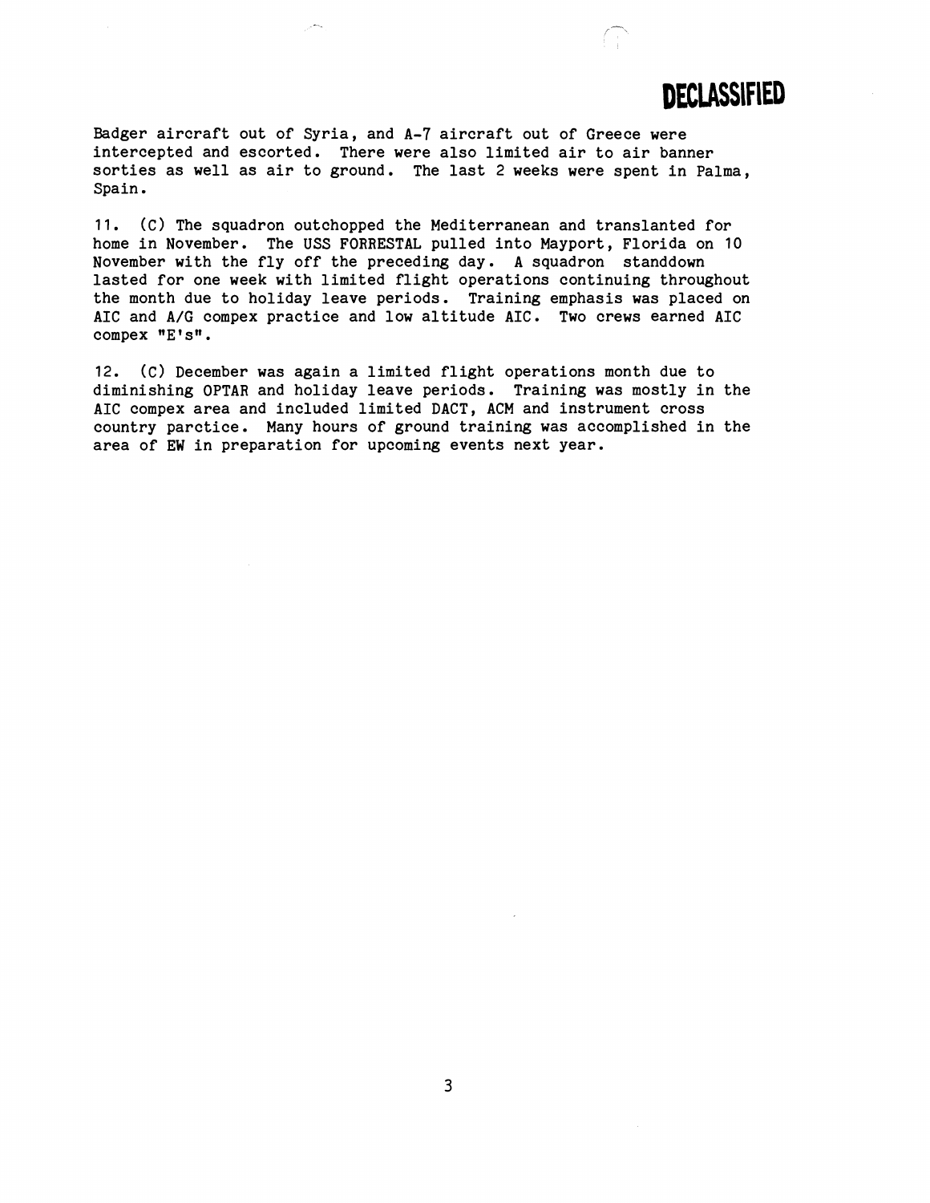**DECLASSIFIED**

Badger aircraft out of Syria, and A-7 aircraft out of Greece were intercepted and escorted. There were also limited air to air banner sorties as well as air to ground. The last 2 weeks were spent in Palma, Spain.

11. (C) The squadron outchopped the Mediterranean and translanted for home in November. The USS FORRESTAL pulled into Mayport, Florida on 10 November with the fly off the preceding day. A squadron standdown lasted for one week with limited flight operations continuing throughout the month due to holiday leave periods. Training emphasis was placed on AIC and A/G compex practice and low altitude AIC. Two crews earned AIC compex "E's".

12. (C) December was again a limited flight operations month due to diminishing OPTAR and holiday leave periods. Training was mostly in the AIC compex area and included limited DACT, ACM and instrument cross country parctice. Many hours of ground training was accomplished in the area of EW in preparation for upcoming events next year.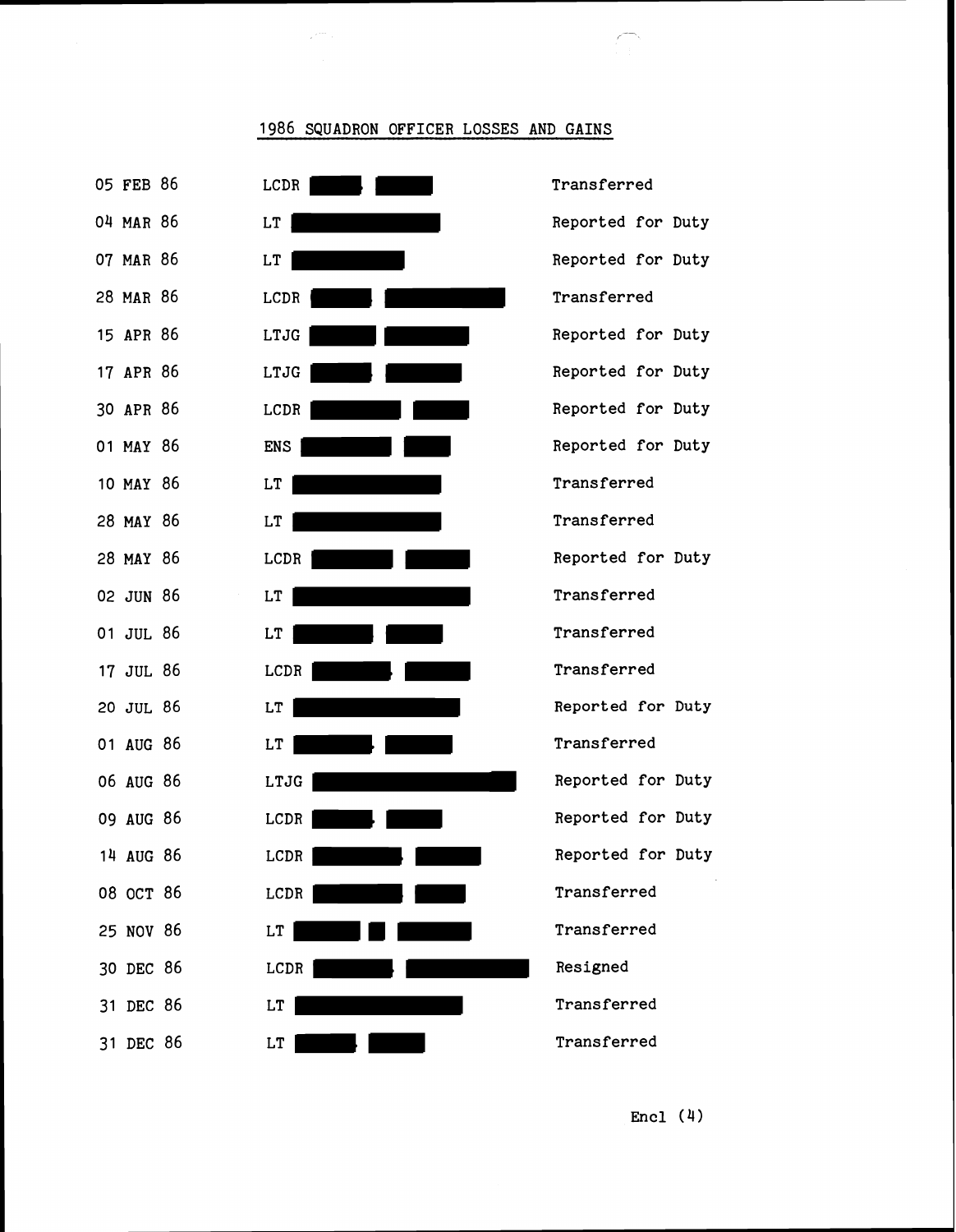# 1986 SQUADRON OFFICER LOSSES AND GAINS

| | | |
|---|---|---|
| 05 FEB 86 | LCDR [redacted] | Transferred |
| 04 MAR 86 | LT [redacted] | Reported for Duty |
| 07 MAR 86 | LT [redacted] | Reported for Duty |
| 28 MAR 86 | LCDR [redacted] | Transferred |
| 15 APR 86 | LTJG [redacted] | Reported for Duty |
| 17 APR 86 | LTJG [redacted] | Reported for Duty |
| 30 APR 86 | LCDR [redacted] | Reported for Duty |
| 01 MAY 86 | ENS [redacted] | Reported for Duty |
| 10 MAY 86 | LT [redacted] | Transferred |
| 28 MAY 86 | LT [redacted] | Transferred |
| 28 MAY 86 | LCDR [redacted] | Reported for Duty |
| 02 JUN 86 | LT [redacted] | Transferred |
| 01 JUL 86 | LT [redacted] | Transferred |
| 17 JUL 86 | LCDR [redacted] | Transferred |
| 20 JUL 86 | LT [redacted] | Reported for Duty |
| 01 AUG 86 | LT [redacted] | Transferred |
| 06 AUG 86 | LTJG [redacted] | Reported for Duty |
| 09 AUG 86 | LCDR [redacted] | Reported for Duty |
| 14 AUG 86 | LCDR [redacted] | Reported for Duty |
| 08 OCT 86 | LCDR [redacted] | Transferred |
| 25 NOV 86 | LT [redacted] | Transferred |
| 30 DEC 86 | LCDR [redacted] | Resigned |
| 31 DEC 86 | LT [redacted] | Transferred |
| 31 DEC 86 | LT [redacted] | Transferred |

Encl (4)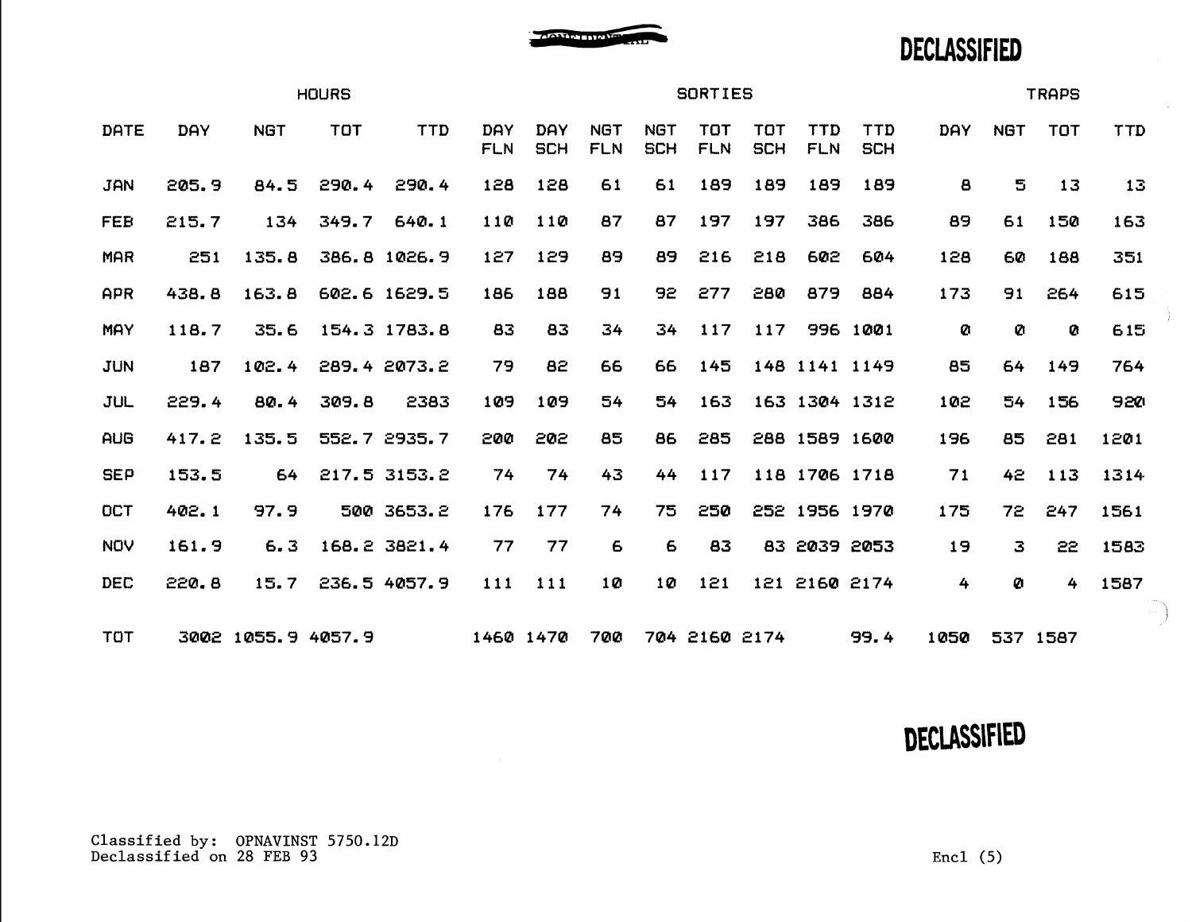~~CONFIDENTIAL~~

**DECLASSIFIED**

| | HOURS | | | | SORTIES | | | | | | | | TRAPS | | | |
|---|---|---|---|---|---|---|---|---|---|---|---|---|---|---|---|---|
| DATE | DAY | NGT | TOT | TTD | DAY FLN | DAY SCH | NGT FLN | NGT SCH | TOT FLN | TOT SCH | TTD FLN | TTD SCH | DAY | NGT | TOT | TTD |
| JAN | 205.9 | 84.5 | 290.4 | 290.4 | 128 | 128 | 61 | 61 | 189 | 189 | 189 | 189 | 8 | 5 | 13 | 13 |
| FEB | 215.7 | 134 | 349.7 | 640.1 | 110 | 110 | 87 | 87 | 197 | 197 | 386 | 386 | 89 | 61 | 150 | 163 |
| MAR | 251 | 135.8 | 386.8 | 1026.9 | 127 | 129 | 89 | 89 | 216 | 218 | 602 | 604 | 128 | 60 | 188 | 351 |
| APR | 438.8 | 163.8 | 602.6 | 1629.5 | 186 | 188 | 91 | 92 | 277 | 280 | 879 | 884 | 173 | 91 | 264 | 615 |
| MAY | 118.7 | 35.6 | 154.3 | 1783.8 | 83 | 83 | 34 | 34 | 117 | 117 | 996 | 1001 | 0 | 0 | 0 | 615 |
| JUN | 187 | 102.4 | 289.4 | 2073.2 | 79 | 82 | 66 | 66 | 145 | 148 | 1141 | 1149 | 85 | 64 | 149 | 764 |
| JUL | 229.4 | 80.4 | 309.8 | 2383 | 109 | 109 | 54 | 54 | 163 | 163 | 1304 | 1312 | 102 | 54 | 156 | 920 |
| AUG | 417.2 | 135.5 | 552.7 | 2935.7 | 200 | 202 | 85 | 86 | 285 | 288 | 1589 | 1600 | 196 | 85 | 281 | 1201 |
| SEP | 153.5 | 64 | 217.5 | 3153.2 | 74 | 74 | 43 | 44 | 117 | 118 | 1706 | 1718 | 71 | 42 | 113 | 1314 |
| OCT | 402.1 | 97.9 | 500 | 3653.2 | 176 | 177 | 74 | 75 | 250 | 252 | 1956 | 1970 | 175 | 72 | 247 | 1561 |
| NOV | 161.9 | 6.3 | 168.2 | 3821.4 | 77 | 77 | 6 | 6 | 83 | 83 | 2039 | 2053 | 19 | 3 | 22 | 1583 |
| DEC | 220.8 | 15.7 | 236.5 | 4057.9 | 111 | 111 | 10 | 10 | 121 | 121 | 2160 | 2174 | 4 | 0 | 4 | 1587 |
| TOT | 3002 | 1055.9 | 4057.9 | | 1460 | 1470 | 700 | 704 | 2160 | 2174 | | 99.4 | 1050 | 537 | 1587 | |

**DECLASSIFIED**

Classified by: OPNAVINST 5750.12D
Declassified on 28 FEB 93

Encl (5)